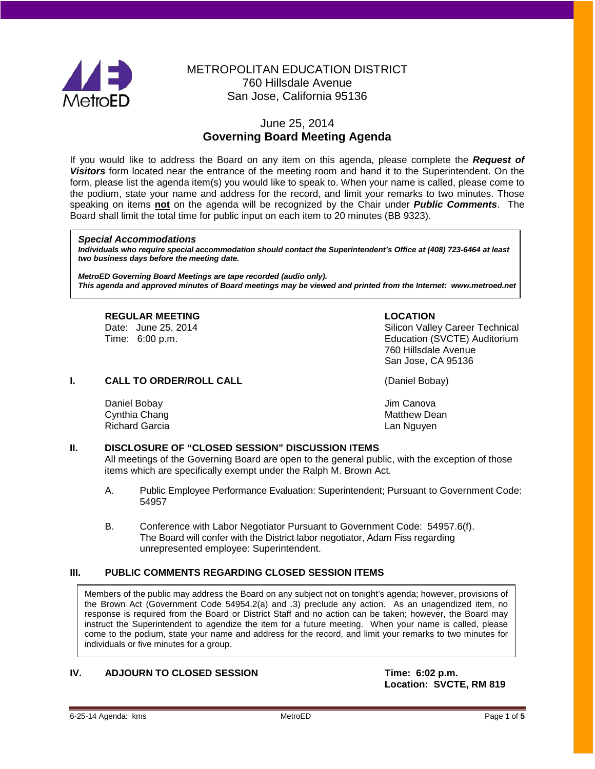METROPOLITAN EDUCATION DISTRICT
760 Hillsdale Avenue
San Jose, California 95136

June 25, 2014
**Governing Board Meeting Agenda**

If you would like to address the Board on any item on this agenda, please complete the ***Request of Visitors*** form located near the entrance of the meeting room and hand it to the Superintendent. On the form, please list the agenda item(s) you would like to speak to. When your name is called, please come to the podium, state your name and address for the record, and limit your remarks to two minutes. Those speaking on items **not** on the agenda will be recognized by the Chair under ***Public Comments***. The Board shall limit the total time for public input on each item to 20 minutes (BB 9323).

> ***Special Accommodations***
>
> ***Individuals who require special accommodation should contact the Superintendent's Office at (408) 723-6464 at least two business days before the meeting date.***
>
> ***MetroED Governing Board Meetings are tape recorded (audio only).***
> ***This agenda and approved minutes of Board meetings may be viewed and printed from the Internet: www.metroed.net***

**REGULAR MEETING**
Date: June 25, 2014
Time: 6:00 p.m.

**LOCATION**
Silicon Valley Career Technical Education (SVCTE) Auditorium
760 Hillsdale Avenue
San Jose, CA 95136

## I. CALL TO ORDER/ROLL CALL (Daniel Bobay)

Daniel Bobay
Cynthia Chang
Richard Garcia
Jim Canova
Matthew Dean
Lan Nguyen

## II. DISCLOSURE OF "CLOSED SESSION" DISCUSSION ITEMS

All meetings of the Governing Board are open to the general public, with the exception of those items which are specifically exempt under the Ralph M. Brown Act.

A. Public Employee Performance Evaluation: Superintendent; Pursuant to Government Code: 54957

B. Conference with Labor Negotiator Pursuant to Government Code: 54957.6(f). The Board will confer with the District labor negotiator, Adam Fiss regarding unrepresented employee: Superintendent.

## III. PUBLIC COMMENTS REGARDING CLOSED SESSION ITEMS

> Members of the public may address the Board on any subject not on tonight's agenda; however, provisions of the Brown Act (Government Code 54954.2(a) and .3) preclude any action. As an unagendized item, no response is required from the Board or District Staff and no action can be taken; however, the Board may instruct the Superintendent to agendize the item for a future meeting. When your name is called, please come to the podium, state your name and address for the record, and limit your remarks to two minutes for individuals or five minutes for a group.

## IV. ADJOURN TO CLOSED SESSION

**Time: 6:02 p.m.**
**Location: SVCTE, RM 819**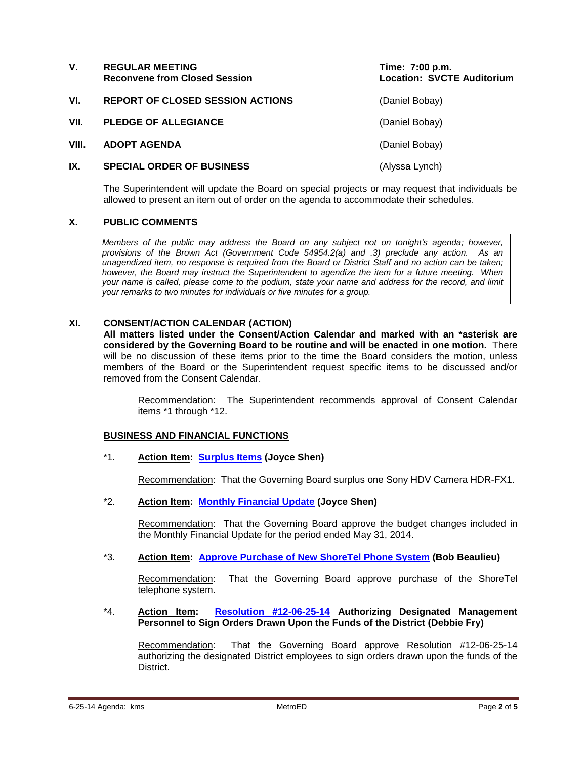**V. REGULAR MEETING** — **Time: 7:00 p.m.**
**Reconvene from Closed Session** — **Location: SVCTE Auditorium**

**VI. REPORT OF CLOSED SESSION ACTIONS** (Daniel Bobay)

**VII. PLEDGE OF ALLEGIANCE** (Daniel Bobay)

**VIII. ADOPT AGENDA** (Daniel Bobay)

**IX. SPECIAL ORDER OF BUSINESS** (Alyssa Lynch)

The Superintendent will update the Board on special projects or may request that individuals be allowed to present an item out of order on the agenda to accommodate their schedules.

**X. PUBLIC COMMENTS**

*Members of the public may address the Board on any subject not on tonight's agenda; however, provisions of the Brown Act (Government Code 54954.2(a) and .3) preclude any action. As an unagendized item, no response is required from the Board or District Staff and no action can be taken; however, the Board may instruct the Superintendent to agendize the item for a future meeting. When your name is called, please come to the podium, state your name and address for the record, and limit your remarks to two minutes for individuals or five minutes for a group.*

**XI. CONSENT/ACTION CALENDAR (ACTION)**

**All matters listed under the Consent/Action Calendar and marked with an *asterisk are considered by the Governing Board to be routine and will be enacted in one motion.** There will be no discussion of these items prior to the time the Board considers the motion, unless members of the Board or the Superintendent request specific items to be discussed and/or removed from the Consent Calendar.

Recommendation: The Superintendent recommends approval of Consent Calendar items *1 through *12.

**BUSINESS AND FINANCIAL FUNCTIONS**

*1. **Action Item: Surplus Items (Joyce Shen)**

Recommendation: That the Governing Board surplus one Sony HDV Camera HDR-FX1.

*2. **Action Item: Monthly Financial Update (Joyce Shen)**

Recommendation: That the Governing Board approve the budget changes included in the Monthly Financial Update for the period ended May 31, 2014.

*3. **Action Item: Approve Purchase of New ShoreTel Phone System (Bob Beaulieu)**

Recommendation: That the Governing Board approve purchase of the ShoreTel telephone system.

*4. **Action Item: Resolution #12-06-25-14 Authorizing Designated Management Personnel to Sign Orders Drawn Upon the Funds of the District (Debbie Fry)**

Recommendation: That the Governing Board approve Resolution #12-06-25-14 authorizing the designated District employees to sign orders drawn upon the funds of the District.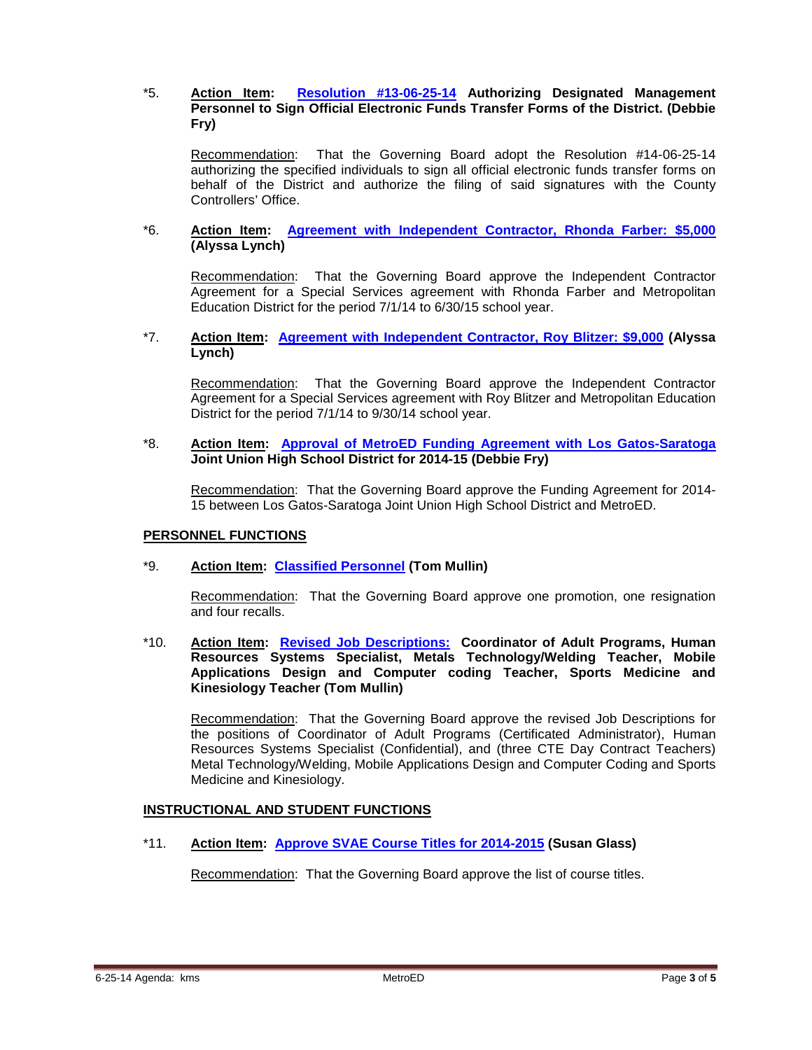*5. **Action Item: Resolution #13-06-25-14 Authorizing Designated Management Personnel to Sign Official Electronic Funds Transfer Forms of the District. (Debbie Fry)**

Recommendation: That the Governing Board adopt the Resolution #14-06-25-14 authorizing the specified individuals to sign all official electronic funds transfer forms on behalf of the District and authorize the filing of said signatures with the County Controllers' Office.

*6. **Action Item: Agreement with Independent Contractor, Rhonda Farber: $5,000 (Alyssa Lynch)**

Recommendation: That the Governing Board approve the Independent Contractor Agreement for a Special Services agreement with Rhonda Farber and Metropolitan Education District for the period 7/1/14 to 6/30/15 school year.

*7. **Action Item: Agreement with Independent Contractor, Roy Blitzer: $9,000 (Alyssa Lynch)**

Recommendation: That the Governing Board approve the Independent Contractor Agreement for a Special Services agreement with Roy Blitzer and Metropolitan Education District for the period 7/1/14 to 9/30/14 school year.

*8. **Action Item: Approval of MetroED Funding Agreement with Los Gatos-Saratoga Joint Union High School District for 2014-15 (Debbie Fry)**

Recommendation: That the Governing Board approve the Funding Agreement for 2014-15 between Los Gatos-Saratoga Joint Union High School District and MetroED.

## PERSONNEL FUNCTIONS

*9. **Action Item: Classified Personnel (Tom Mullin)**

Recommendation: That the Governing Board approve one promotion, one resignation and four recalls.

*10. **Action Item: Revised Job Descriptions: Coordinator of Adult Programs, Human Resources Systems Specialist, Metals Technology/Welding Teacher, Mobile Applications Design and Computer coding Teacher, Sports Medicine and Kinesiology Teacher (Tom Mullin)**

Recommendation: That the Governing Board approve the revised Job Descriptions for the positions of Coordinator of Adult Programs (Certificated Administrator), Human Resources Systems Specialist (Confidential), and (three CTE Day Contract Teachers) Metal Technology/Welding, Mobile Applications Design and Computer Coding and Sports Medicine and Kinesiology.

## INSTRUCTIONAL AND STUDENT FUNCTIONS

*11. **Action Item: Approve SVAE Course Titles for 2014-2015 (Susan Glass)**

Recommendation: That the Governing Board approve the list of course titles.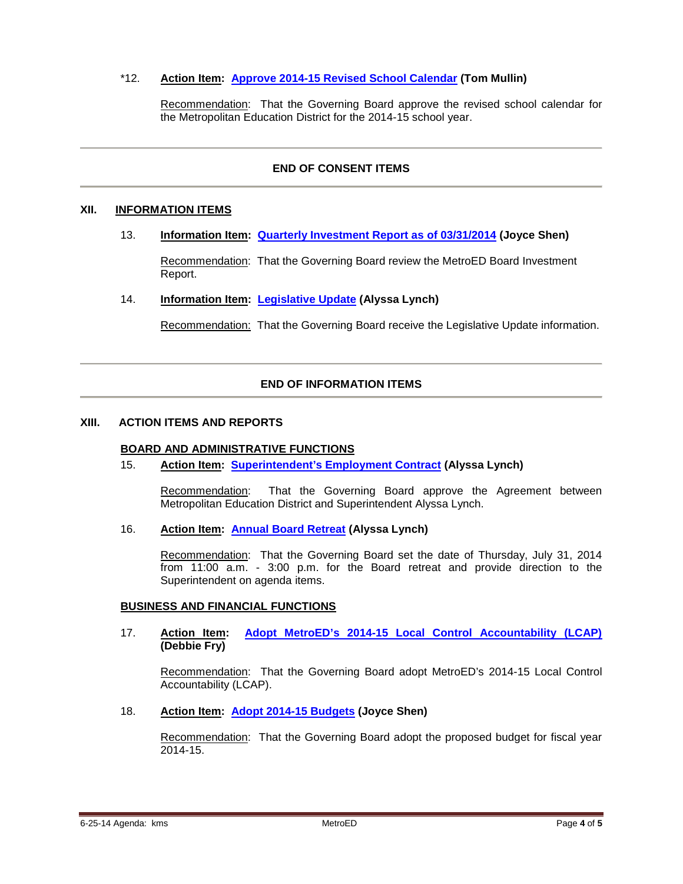*12. **Action Item: Approve 2014-15 Revised School Calendar (Tom Mullin)**

Recommendation: That the Governing Board approve the revised school calendar for the Metropolitan Education District for the 2014-15 school year.

---

**END OF CONSENT ITEMS**

---

## XII. INFORMATION ITEMS

13. **Information Item: Quarterly Investment Report as of 03/31/2014 (Joyce Shen)**

    Recommendation: That the Governing Board review the MetroED Board Investment Report.

14. **Information Item: Legislative Update (Alyssa Lynch)**

    Recommendation: That the Governing Board receive the Legislative Update information.

---

**END OF INFORMATION ITEMS**

---

## XIII. ACTION ITEMS AND REPORTS

### BOARD AND ADMINISTRATIVE FUNCTIONS

15. **Action Item: Superintendent's Employment Contract (Alyssa Lynch)**

    Recommendation: That the Governing Board approve the Agreement between Metropolitan Education District and Superintendent Alyssa Lynch.

16. **Action Item: Annual Board Retreat (Alyssa Lynch)**

    Recommendation: That the Governing Board set the date of Thursday, July 31, 2014 from 11:00 a.m. - 3:00 p.m. for the Board retreat and provide direction to the Superintendent on agenda items.

### BUSINESS AND FINANCIAL FUNCTIONS

17. **Action Item: Adopt MetroED's 2014-15 Local Control Accountability (LCAP) (Debbie Fry)**

    Recommendation: That the Governing Board adopt MetroED's 2014-15 Local Control Accountability (LCAP).

18. **Action Item: Adopt 2014-15 Budgets (Joyce Shen)**

    Recommendation: That the Governing Board adopt the proposed budget for fiscal year 2014-15.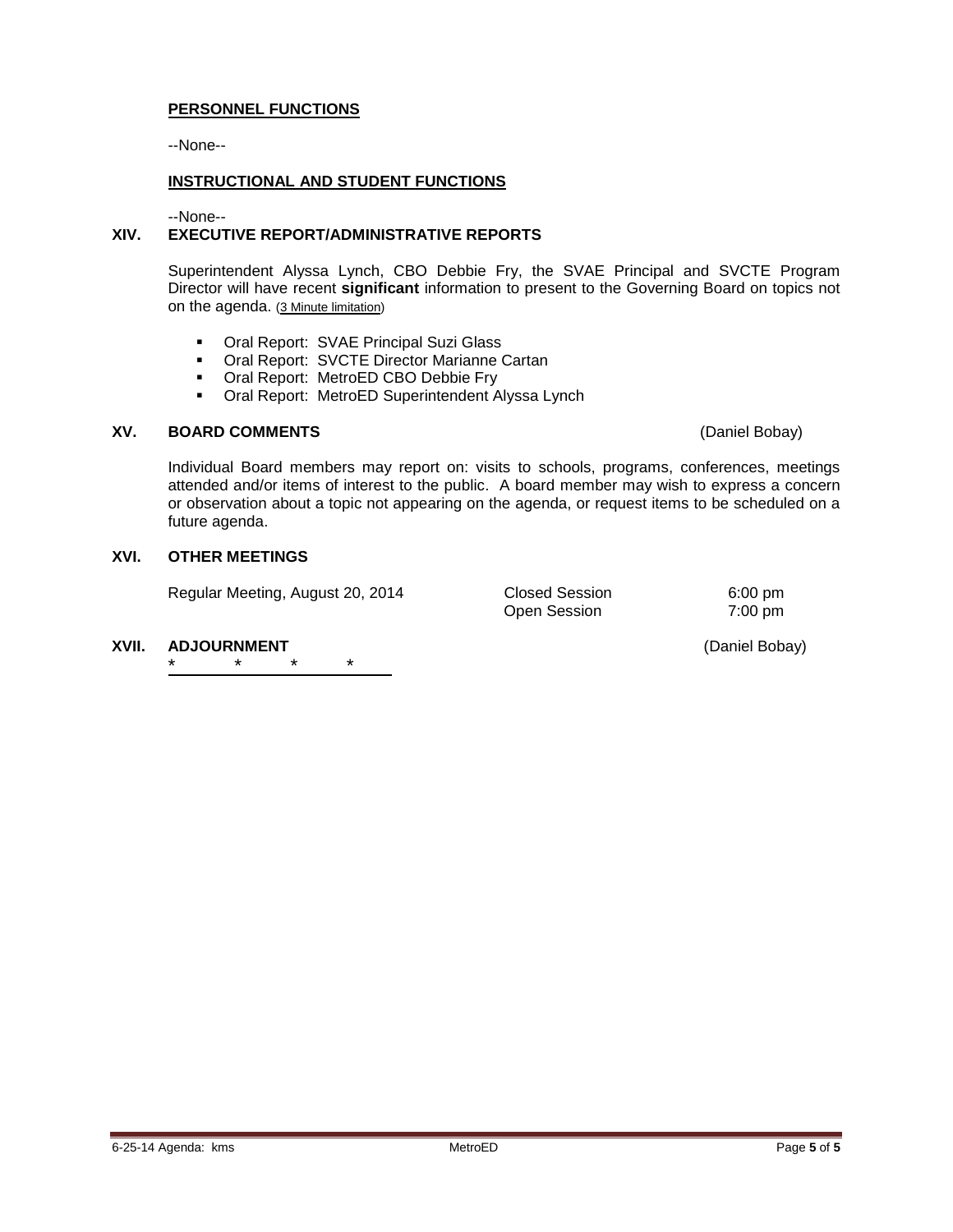**PERSONNEL FUNCTIONS**

--None--

**INSTRUCTIONAL AND STUDENT FUNCTIONS**

--None--

## XIV. EXECUTIVE REPORT/ADMINISTRATIVE REPORTS

Superintendent Alyssa Lynch, CBO Debbie Fry, the SVAE Principal and SVCTE Program Director will have recent **significant** information to present to the Governing Board on topics not on the agenda. (3 Minute limitation)

- Oral Report: SVAE Principal Suzi Glass
- Oral Report: SVCTE Director Marianne Cartan
- Oral Report: MetroED CBO Debbie Fry
- Oral Report: MetroED Superintendent Alyssa Lynch

## XV. BOARD COMMENTS (Daniel Bobay)

Individual Board members may report on: visits to schools, programs, conferences, meetings attended and/or items of interest to the public. A board member may wish to express a concern or observation about a topic not appearing on the agenda, or request items to be scheduled on a future agenda.

## XVI. OTHER MEETINGS

| | | |
|---|---|---|
| Regular Meeting, August 20, 2014 | Closed Session | 6:00 pm |
| | Open Session | 7:00 pm |

## XVII. ADJOURNMENT (Daniel Bobay)

\* \* \* \*